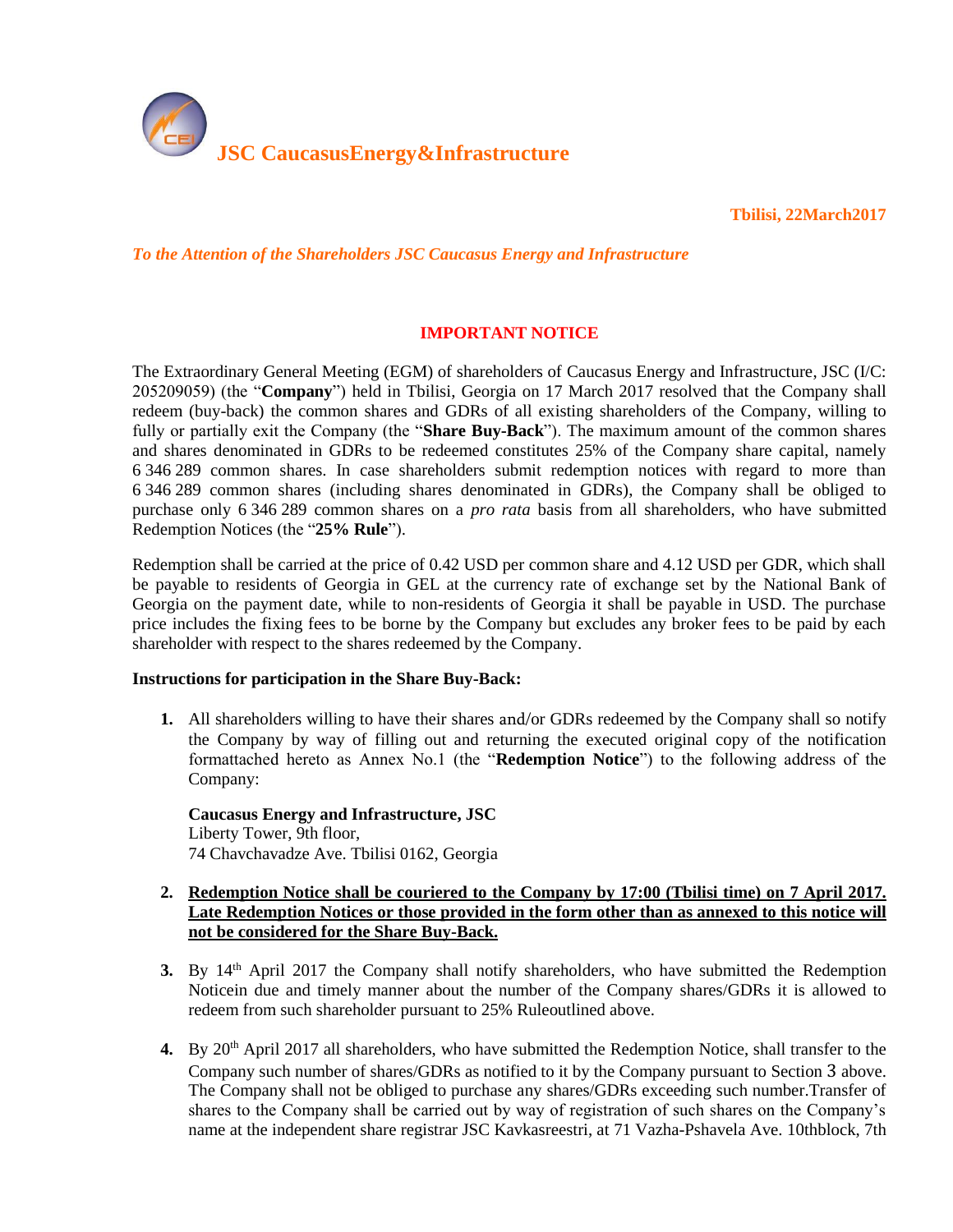# JSC CaucasusEnergy&Infrastructure

**Tbilisi, 22March2017**

*To the Attention of the Shareholders JSC Caucasus Energy and Infrastructure*

## IMPORTANT NOTICE

The Extraordinary General Meeting (EGM) of shareholders of Caucasus Energy and Infrastructure, JSC (I/C: 205209059) (the "**Company**") held in Tbilisi, Georgia on 17 March 2017 resolved that the Company shall redeem (buy-back) the common shares and GDRs of all existing shareholders of the Company, willing to fully or partially exit the Company (the "**Share Buy-Back**"). The maximum amount of the common shares and shares denominated in GDRs to be redeemed constitutes 25% of the Company share capital, namely 6 346 289 common shares. In case shareholders submit redemption notices with regard to more than 6 346 289 common shares (including shares denominated in GDRs), the Company shall be obliged to purchase only 6 346 289 common shares on a *pro rata* basis from all shareholders, who have submitted Redemption Notices (the "**25% Rule**").

Redemption shall be carried at the price of 0.42 USD per common share and 4.12 USD per GDR, which shall be payable to residents of Georgia in GEL at the currency rate of exchange set by the National Bank of Georgia on the payment date, while to non-residents of Georgia it shall be payable in USD. The purchase price includes the fixing fees to be borne by the Company but excludes any broker fees to be paid by each shareholder with respect to the shares redeemed by the Company.

**Instructions for participation in the Share Buy-Back:**

1. All shareholders willing to have their shares and/or GDRs redeemed by the Company shall so notify the Company by way of filling out and returning the executed original copy of the notification formattached hereto as Annex No.1 (the "**Redemption Notice**") to the following address of the Company:

   **Caucasus Energy and Infrastructure, JSC**
   Liberty Tower, 9th floor,
   74 Chavchavadze Ave. Tbilisi 0162, Georgia

2. **Redemption Notice shall be couriered to the Company by 17:00 (Tbilisi time) on 7 April 2017. Late Redemption Notices or those provided in the form other than as annexed to this notice will not be considered for the Share Buy-Back.**

3. By 14th April 2017 the Company shall notify shareholders, who have submitted the Redemption Noticein due and timely manner about the number of the Company shares/GDRs it is allowed to redeem from such shareholder pursuant to 25% Ruleoutlined above.

4. By 20th April 2017 all shareholders, who have submitted the Redemption Notice, shall transfer to the Company such number of shares/GDRs as notified to it by the Company pursuant to Section 3 above. The Company shall not be obliged to purchase any shares/GDRs exceeding such number.Transfer of shares to the Company shall be carried out by way of registration of such shares on the Company's name at the independent share registrar JSC Kavkasreestri, at 71 Vazha-Pshavela Ave. 10thblock, 7th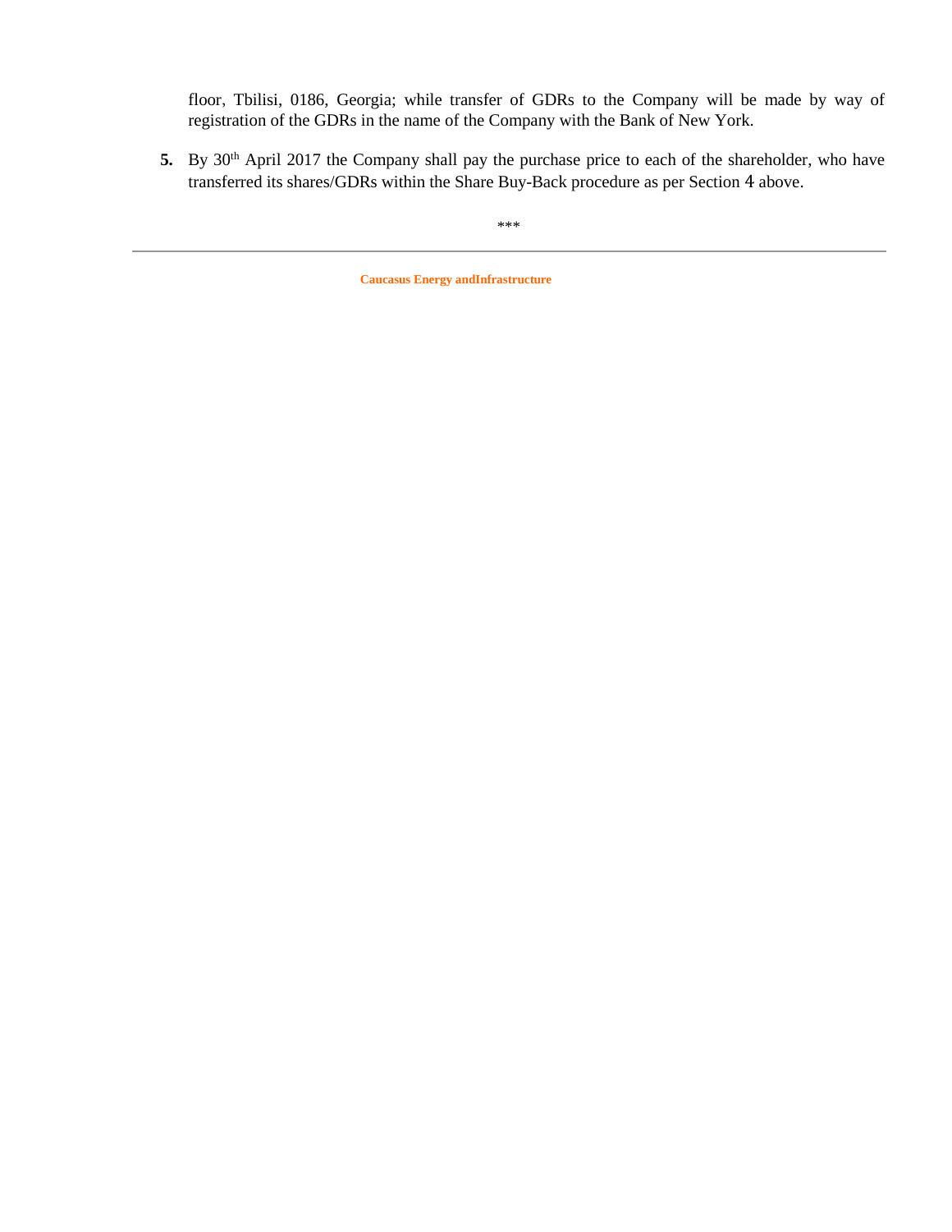floor, Tbilisi, 0186, Georgia; while transfer of GDRs to the Company will be made by way of registration of the GDRs in the name of the Company with the Bank of New York.

**5.** By 30th April 2017 the Company shall pay the purchase price to each of the shareholder, who have transferred its shares/GDRs within the Share Buy-Back procedure as per Section 4 above.

***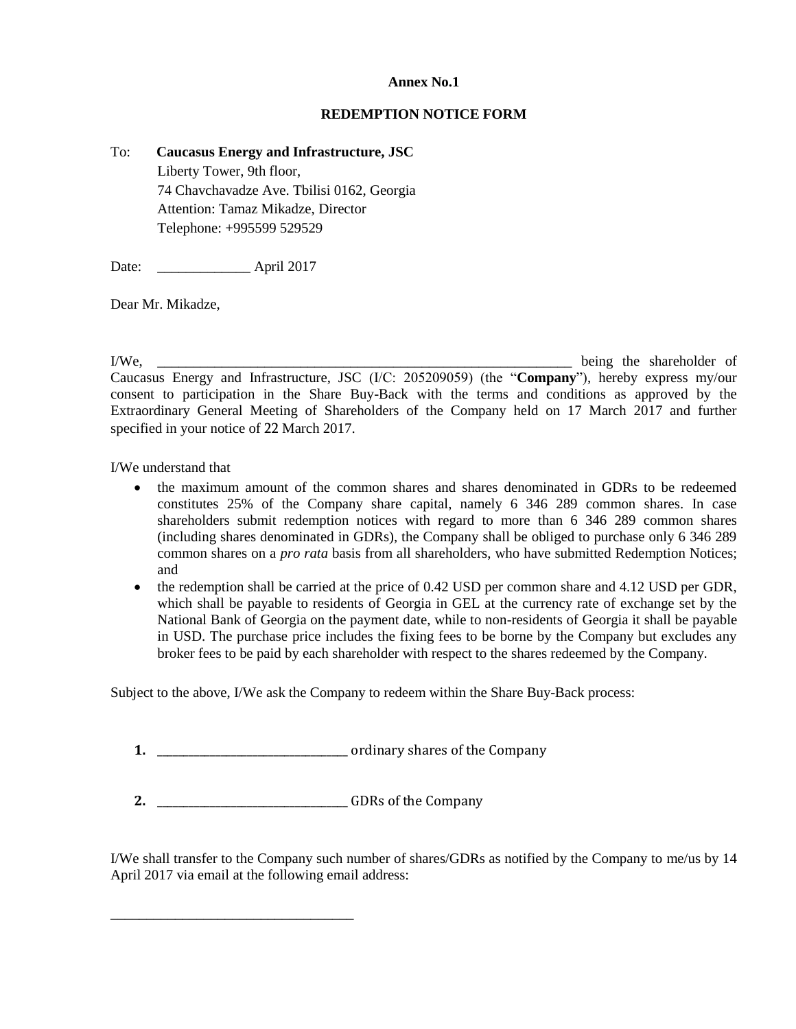**Annex No.1**

**REDEMPTION NOTICE FORM**

To: **Caucasus Energy and Infrastructure, JSC**
Liberty Tower, 9th floor,
74 Chavchavadze Ave. Tbilisi 0162, Georgia
Attention: Tamaz Mikadze, Director
Telephone: +995599 529529

Date: _____________ April 2017

Dear Mr. Mikadze,

I/We, ____________________________________________________________ being the shareholder of Caucasus Energy and Infrastructure, JSC (I/C: 205209059) (the "**Company**"), hereby express my/our consent to participation in the Share Buy-Back with the terms and conditions as approved by the Extraordinary General Meeting of Shareholders of the Company held on 17 March 2017 and further specified in your notice of 22 March 2017.

I/We understand that

- the maximum amount of the common shares and shares denominated in GDRs to be redeemed constitutes 25% of the Company share capital, namely 6 346 289 common shares. In case shareholders submit redemption notices with regard to more than 6 346 289 common shares (including shares denominated in GDRs), the Company shall be obliged to purchase only 6 346 289 common shares on a *pro rata* basis from all shareholders, who have submitted Redemption Notices; and
- the redemption shall be carried at the price of 0.42 USD per common share and 4.12 USD per GDR, which shall be payable to residents of Georgia in GEL at the currency rate of exchange set by the National Bank of Georgia on the payment date, while to non-residents of Georgia it shall be payable in USD. The purchase price includes the fixing fees to be borne by the Company but excludes any broker fees to be paid by each shareholder with respect to the shares redeemed by the Company.

Subject to the above, I/We ask the Company to redeem within the Share Buy-Back process:

**1.** ______________________________ ordinary shares of the Company

**2.** ______________________________ GDRs of the Company

I/We shall transfer to the Company such number of shares/GDRs as notified by the Company to me/us by 14 April 2017 via email at the following email address:

__________________________________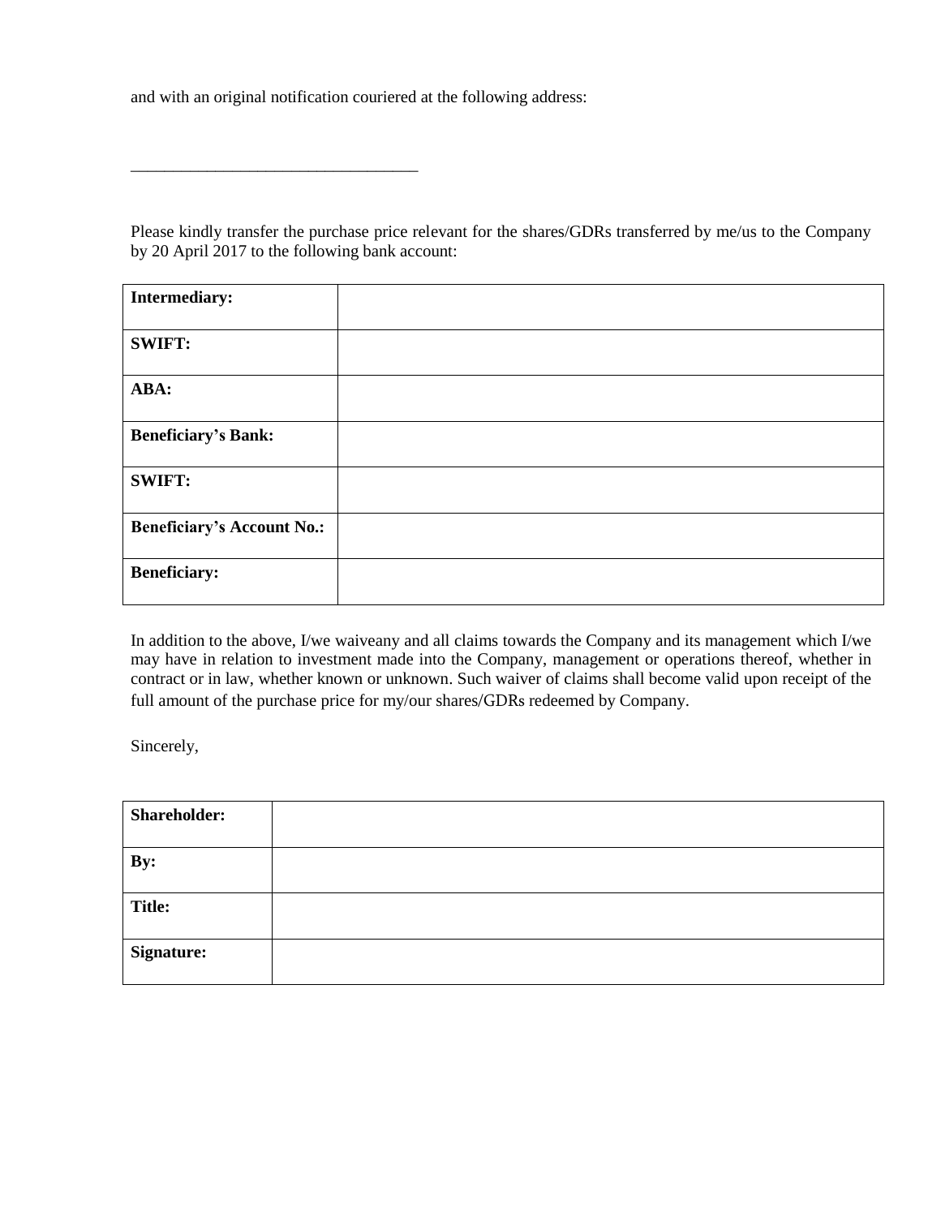and with an original notification couriered at the following address:

___________________________________

Please kindly transfer the purchase price relevant for the shares/GDRs transferred by me/us to the Company by 20 April 2017 to the following bank account:

| | |
|---|---|
| **Intermediary:** | |
| **SWIFT:** | |
| **ABA:** | |
| **Beneficiary's Bank:** | |
| **SWIFT:** | |
| **Beneficiary's Account No.:** | |
| **Beneficiary:** | |

In addition to the above, I/we waiveany and all claims towards the Company and its management which I/we may have in relation to investment made into the Company, management or operations thereof, whether in contract or in law, whether known or unknown. Such waiver of claims shall become valid upon receipt of the full amount of the purchase price for my/our shares/GDRs redeemed by Company.

Sincerely,

| | |
|---|---|
| **Shareholder:** | |
| **By:** | |
| **Title:** | |
| **Signature:** | |